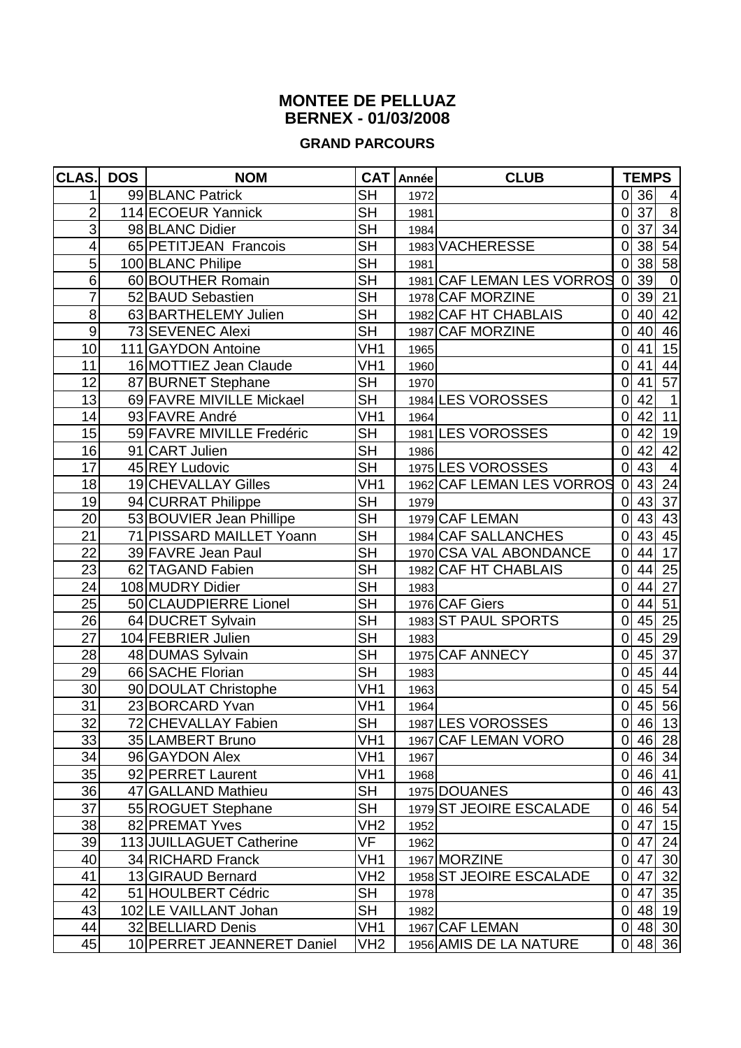# MONTEE DE PELLUAZ
## BERNEX - 01/03/2008

### GRAND PARCOURS

| CLAS. | DOS | NOM | CAT | Année | CLUB | TEMPS | | |
|---|---|---|---|---|---|---|---|---|
| 1 | 99 | BLANC Patrick | SH | 1972 | | 0 | 36 | 4 |
| 2 | 114 | ECOEUR Yannick | SH | 1981 | | 0 | 37 | 8 |
| 3 | 98 | BLANC Didier | SH | 1984 | | 0 | 37 | 34 |
| 4 | 65 | PETITJEAN Francois | SH | 1983 | VACHERESSE | 0 | 38 | 54 |
| 5 | 100 | BLANC Philipe | SH | 1981 | | 0 | 38 | 58 |
| 6 | 60 | BOUTHER Romain | SH | 1981 | CAF LEMAN LES VORROS | 0 | 39 | 0 |
| 7 | 52 | BAUD Sebastien | SH | 1978 | CAF MORZINE | 0 | 39 | 21 |
| 8 | 63 | BARTHELEMY Julien | SH | 1982 | CAF HT CHABLAIS | 0 | 40 | 42 |
| 9 | 73 | SEVENEC Alexi | SH | 1987 | CAF MORZINE | 0 | 40 | 46 |
| 10 | 111 | GAYDON Antoine | VH1 | 1965 | | 0 | 41 | 15 |
| 11 | 16 | MOTTIEZ Jean Claude | VH1 | 1960 | | 0 | 41 | 44 |
| 12 | 87 | BURNET Stephane | SH | 1970 | | 0 | 41 | 57 |
| 13 | 69 | FAVRE MIVILLE Mickael | SH | 1984 | LES VOROSSES | 0 | 42 | 1 |
| 14 | 93 | FAVRE André | VH1 | 1964 | | 0 | 42 | 11 |
| 15 | 59 | FAVRE MIVILLE Fredéric | SH | 1981 | LES VOROSSES | 0 | 42 | 19 |
| 16 | 91 | CART Julien | SH | 1986 | | 0 | 42 | 42 |
| 17 | 45 | REY Ludovic | SH | 1975 | LES VOROSSES | 0 | 43 | 4 |
| 18 | 19 | CHEVALLAY Gilles | VH1 | 1962 | CAF LEMAN LES VORROS | 0 | 43 | 24 |
| 19 | 94 | CURRAT Philippe | SH | 1979 | | 0 | 43 | 37 |
| 20 | 53 | BOUVIER Jean Phillipe | SH | 1979 | CAF LEMAN | 0 | 43 | 43 |
| 21 | 71 | PISSARD MAILLET Yoann | SH | 1984 | CAF SALLANCHES | 0 | 43 | 45 |
| 22 | 39 | FAVRE Jean Paul | SH | 1970 | CSA VAL ABONDANCE | 0 | 44 | 17 |
| 23 | 62 | TAGAND Fabien | SH | 1982 | CAF HT CHABLAIS | 0 | 44 | 25 |
| 24 | 108 | MUDRY Didier | SH | 1983 | | 0 | 44 | 27 |
| 25 | 50 | CLAUDPIERRE Lionel | SH | 1976 | CAF Giers | 0 | 44 | 51 |
| 26 | 64 | DUCRET Sylvain | SH | 1983 | ST PAUL SPORTS | 0 | 45 | 25 |
| 27 | 104 | FEBRIER Julien | SH | 1983 | | 0 | 45 | 29 |
| 28 | 48 | DUMAS Sylvain | SH | 1975 | CAF ANNECY | 0 | 45 | 37 |
| 29 | 66 | SACHE Florian | SH | 1983 | | 0 | 45 | 44 |
| 30 | 90 | DOULAT Christophe | VH1 | 1963 | | 0 | 45 | 54 |
| 31 | 23 | BORCARD Yvan | VH1 | 1964 | | 0 | 45 | 56 |
| 32 | 72 | CHEVALLAY Fabien | SH | 1987 | LES VOROSSES | 0 | 46 | 13 |
| 33 | 35 | LAMBERT Bruno | VH1 | 1967 | CAF LEMAN VORO | 0 | 46 | 28 |
| 34 | 96 | GAYDON Alex | VH1 | 1967 | | 0 | 46 | 34 |
| 35 | 92 | PERRET Laurent | VH1 | 1968 | | 0 | 46 | 41 |
| 36 | 47 | GALLAND Mathieu | SH | 1975 | DOUANES | 0 | 46 | 43 |
| 37 | 55 | ROGUET Stephane | SH | 1979 | ST JEOIRE ESCALADE | 0 | 46 | 54 |
| 38 | 82 | PREMAT Yves | VH2 | 1952 | | 0 | 47 | 15 |
| 39 | 113 | JUILLAGUET Catherine | VF | 1962 | | 0 | 47 | 24 |
| 40 | 34 | RICHARD Franck | VH1 | 1967 | MORZINE | 0 | 47 | 30 |
| 41 | 13 | GIRAUD Bernard | VH2 | 1958 | ST JEOIRE ESCALADE | 0 | 47 | 32 |
| 42 | 51 | HOULBERT Cédric | SH | 1978 | | 0 | 47 | 35 |
| 43 | 102 | LE VAILLANT Johan | SH | 1982 | | 0 | 48 | 19 |
| 44 | 32 | BELLIARD Denis | VH1 | 1967 | CAF LEMAN | 0 | 48 | 30 |
| 45 | 10 | PERRET JEANNERET Daniel | VH2 | 1956 | AMIS DE LA NATURE | 0 | 48 | 36 |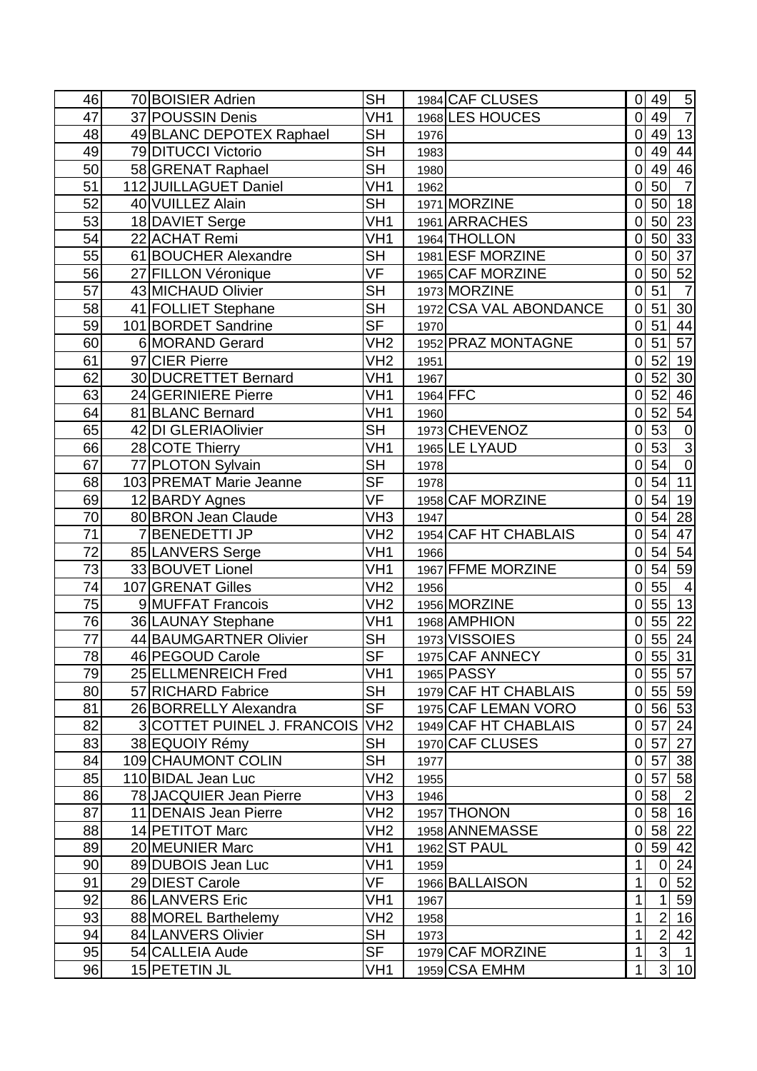| | | | | | | | | |
|---|---|---|---|---|---|---|---|---|
| 46 | 70 | BOISIER Adrien | SH | 1984 | CAF CLUSES | 0 | 49 | 5 |
| 47 | 37 | POUSSIN Denis | VH1 | 1968 | LES HOUCES | 0 | 49 | 7 |
| 48 | 49 | BLANC DEPOTEX Raphael | SH | 1976 | | 0 | 49 | 13 |
| 49 | 79 | DITUCCI Victorio | SH | 1983 | | 0 | 49 | 44 |
| 50 | 58 | GRENAT Raphael | SH | 1980 | | 0 | 49 | 46 |
| 51 | 112 | JUILLAGUET Daniel | VH1 | 1962 | | 0 | 50 | 7 |
| 52 | 40 | VUILLEZ Alain | SH | 1971 | MORZINE | 0 | 50 | 18 |
| 53 | 18 | DAVIET Serge | VH1 | 1961 | ARRACHES | 0 | 50 | 23 |
| 54 | 22 | ACHAT Remi | VH1 | 1964 | THOLLON | 0 | 50 | 33 |
| 55 | 61 | BOUCHER Alexandre | SH | 1981 | ESF MORZINE | 0 | 50 | 37 |
| 56 | 27 | FILLON Véronique | VF | 1965 | CAF MORZINE | 0 | 50 | 52 |
| 57 | 43 | MICHAUD Olivier | SH | 1973 | MORZINE | 0 | 51 | 7 |
| 58 | 41 | FOLLIET Stephane | SH | 1972 | CSA VAL ABONDANCE | 0 | 51 | 30 |
| 59 | 101 | BORDET Sandrine | SF | 1970 | | 0 | 51 | 44 |
| 60 | 6 | MORAND Gerard | VH2 | 1952 | PRAZ MONTAGNE | 0 | 51 | 57 |
| 61 | 97 | CIER Pierre | VH2 | 1951 | | 0 | 52 | 19 |
| 62 | 30 | DUCRETTET Bernard | VH1 | 1967 | | 0 | 52 | 30 |
| 63 | 24 | GERINIERE Pierre | VH1 | 1964 | FFC | 0 | 52 | 46 |
| 64 | 81 | BLANC Bernard | VH1 | 1960 | | 0 | 52 | 54 |
| 65 | 42 | DI GLERIAOlivier | SH | 1973 | CHEVENOZ | 0 | 53 | 0 |
| 66 | 28 | COTE Thierry | VH1 | 1965 | LE LYAUD | 0 | 53 | 3 |
| 67 | 77 | PLOTON Sylvain | SH | 1978 | | 0 | 54 | 0 |
| 68 | 103 | PREMAT Marie Jeanne | SF | 1978 | | 0 | 54 | 11 |
| 69 | 12 | BARDY Agnes | VF | 1958 | CAF MORZINE | 0 | 54 | 19 |
| 70 | 80 | BRON Jean Claude | VH3 | 1947 | | 0 | 54 | 28 |
| 71 | 7 | BENEDETTI JP | VH2 | 1954 | CAF HT CHABLAIS | 0 | 54 | 47 |
| 72 | 85 | LANVERS Serge | VH1 | 1966 | | 0 | 54 | 54 |
| 73 | 33 | BOUVET Lionel | VH1 | 1967 | FFME MORZINE | 0 | 54 | 59 |
| 74 | 107 | GRENAT Gilles | VH2 | 1956 | | 0 | 55 | 4 |
| 75 | 9 | MUFFAT Francois | VH2 | 1956 | MORZINE | 0 | 55 | 13 |
| 76 | 36 | LAUNAY Stephane | VH1 | 1968 | AMPHION | 0 | 55 | 22 |
| 77 | 44 | BAUMGARTNER Olivier | SH | 1973 | VISSOIES | 0 | 55 | 24 |
| 78 | 46 | PEGOUD Carole | SF | 1975 | CAF ANNECY | 0 | 55 | 31 |
| 79 | 25 | ELLMENREICH Fred | VH1 | 1965 | PASSY | 0 | 55 | 57 |
| 80 | 57 | RICHARD Fabrice | SH | 1979 | CAF HT CHABLAIS | 0 | 55 | 59 |
| 81 | 26 | BORRELLY Alexandra | SF | 1975 | CAF LEMAN VORO | 0 | 56 | 53 |
| 82 | 3 | COTTET PUINEL J. FRANCOIS | VH2 | 1949 | CAF HT CHABLAIS | 0 | 57 | 24 |
| 83 | 38 | EQUOIY Rémy | SH | 1970 | CAF CLUSES | 0 | 57 | 27 |
| 84 | 109 | CHAUMONT COLIN | SH | 1977 | | 0 | 57 | 38 |
| 85 | 110 | BIDAL Jean Luc | VH2 | 1955 | | 0 | 57 | 58 |
| 86 | 78 | JACQUIER Jean Pierre | VH3 | 1946 | | 0 | 58 | 2 |
| 87 | 11 | DENAIS Jean Pierre | VH2 | 1957 | THONON | 0 | 58 | 16 |
| 88 | 14 | PETITOT Marc | VH2 | 1958 | ANNEMASSE | 0 | 58 | 22 |
| 89 | 20 | MEUNIER Marc | VH1 | 1962 | ST PAUL | 0 | 59 | 42 |
| 90 | 89 | DUBOIS Jean Luc | VH1 | 1959 | | 1 | 0 | 24 |
| 91 | 29 | DIEST Carole | VF | 1966 | BALLAISON | 1 | 0 | 52 |
| 92 | 86 | LANVERS Eric | VH1 | 1967 | | 1 | 1 | 59 |
| 93 | 88 | MOREL Barthelemy | VH2 | 1958 | | 1 | 2 | 16 |
| 94 | 84 | LANVERS Olivier | SH | 1973 | | 1 | 2 | 42 |
| 95 | 54 | CALLEIA Aude | SF | 1979 | CAF MORZINE | 1 | 3 | 1 |
| 96 | 15 | PETETIN JL | VH1 | 1959 | CSA EMHM | 1 | 3 | 10 |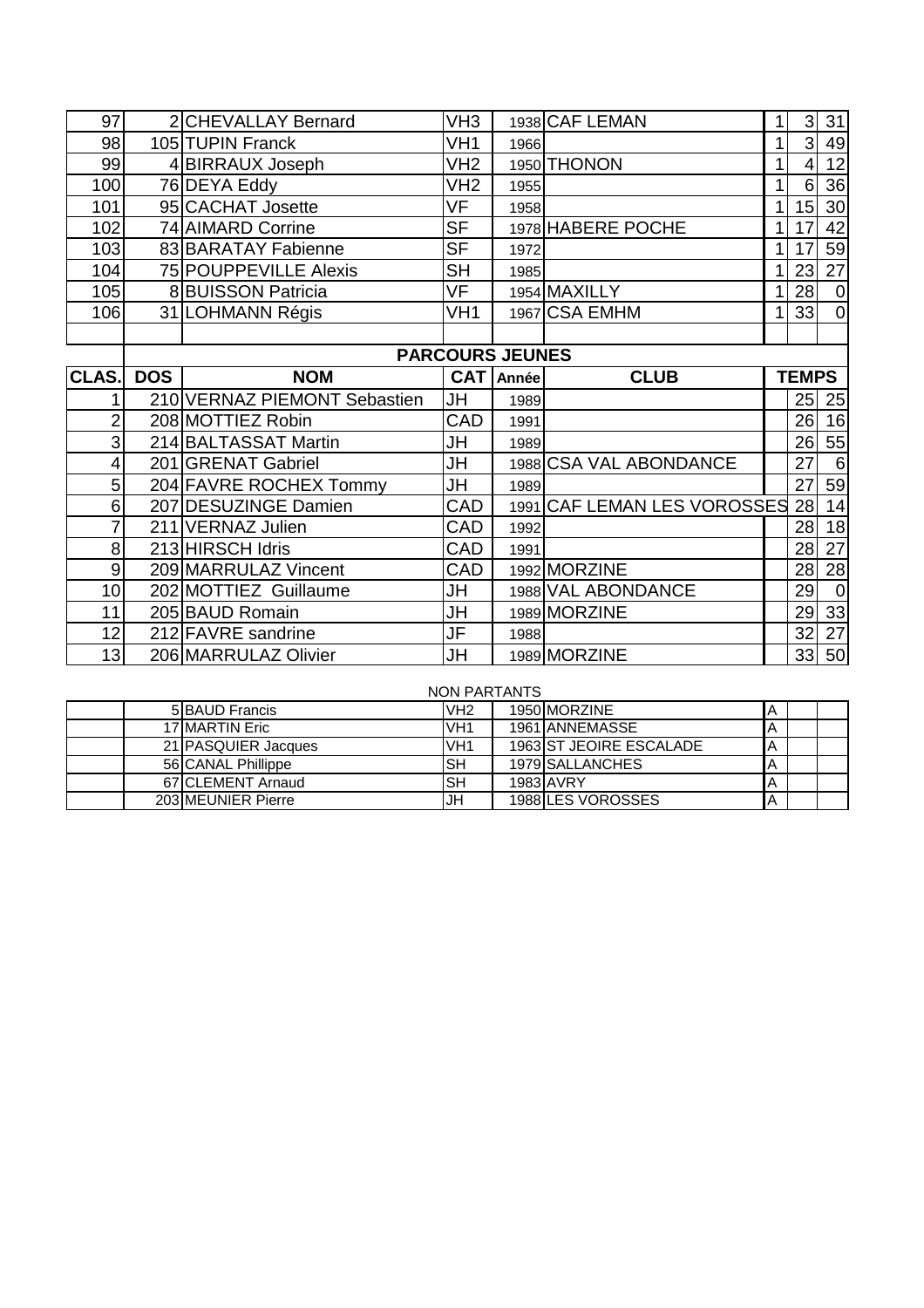| | | | | | | | | |
|---|---|---|---|---|---|---|---|---|
| 97 | 2 | CHEVALLAY Bernard | VH3 | 1938 | CAF LEMAN | 1 | 3 | 31 |
| 98 | 105 | TUPIN Franck | VH1 | 1966 | | 1 | 3 | 49 |
| 99 | 4 | BIRRAUX Joseph | VH2 | 1950 | THONON | 1 | 4 | 12 |
| 100 | 76 | DEYA Eddy | VH2 | 1955 | | 1 | 6 | 36 |
| 101 | 95 | CACHAT Josette | VF | 1958 | | 1 | 15 | 30 |
| 102 | 74 | AIMARD Corrine | SF | 1978 | HABERE POCHE | 1 | 17 | 42 |
| 103 | 83 | BARATAY Fabienne | SF | 1972 | | 1 | 17 | 59 |
| 104 | 75 | POUPPEVILLE Alexis | SH | 1985 | | 1 | 23 | 27 |
| 105 | 8 | BUISSON Patricia | VF | 1954 | MAXILLY | 1 | 28 | 0 |
| 106 | 31 | LOHMANN Régis | VH1 | 1967 | CSA EMHM | 1 | 33 | 0 |

## PARCOURS JEUNES

| CLAS. | DOS | NOM | CAT | Année | CLUB | TEMPS | | |
|---|---|---|---|---|---|---|---|---|
| 1 | 210 | VERNAZ PIEMONT Sebastien | JH | 1989 | | | 25 | 25 |
| 2 | 208 | MOTTIEZ Robin | CAD | 1991 | | | 26 | 16 |
| 3 | 214 | BALTASSAT Martin | JH | 1989 | | | 26 | 55 |
| 4 | 201 | GRENAT Gabriel | JH | 1988 | CSA VAL ABONDANCE | | 27 | 6 |
| 5 | 204 | FAVRE ROCHEX Tommy | JH | 1989 | | | 27 | 59 |
| 6 | 207 | DESUZINGE Damien | CAD | 1991 | CAF LEMAN LES VOROSSES | | 28 | 14 |
| 7 | 211 | VERNAZ Julien | CAD | 1992 | | | 28 | 18 |
| 8 | 213 | HIRSCH Idris | CAD | 1991 | | | 28 | 27 |
| 9 | 209 | MARRULAZ Vincent | CAD | 1992 | MORZINE | | 28 | 28 |
| 10 | 202 | MOTTIEZ Guillaume | JH | 1988 | VAL ABONDANCE | | 29 | 0 |
| 11 | 205 | BAUD Romain | JH | 1989 | MORZINE | | 29 | 33 |
| 12 | 212 | FAVRE sandrine | JF | 1988 | | | 32 | 27 |
| 13 | 206 | MARRULAZ Olivier | JH | 1989 | MORZINE | | 33 | 50 |

NON PARTANTS

| | | | | | | | | |
|---|---|---|---|---|---|---|---|---|
| | 5 | BAUD Francis | VH2 | 1950 | MORZINE | A | | |
| | 17 | MARTIN Eric | VH1 | 1961 | ANNEMASSE | A | | |
| | 21 | PASQUIER Jacques | VH1 | 1963 | ST JEOIRE ESCALADE | A | | |
| | 56 | CANAL Phillippe | SH | 1979 | SALLANCHES | A | | |
| | 67 | CLEMENT Arnaud | SH | 1983 | AVRY | A | | |
| | 203 | MEUNIER Pierre | JH | 1988 | LES VOROSSES | A | | |